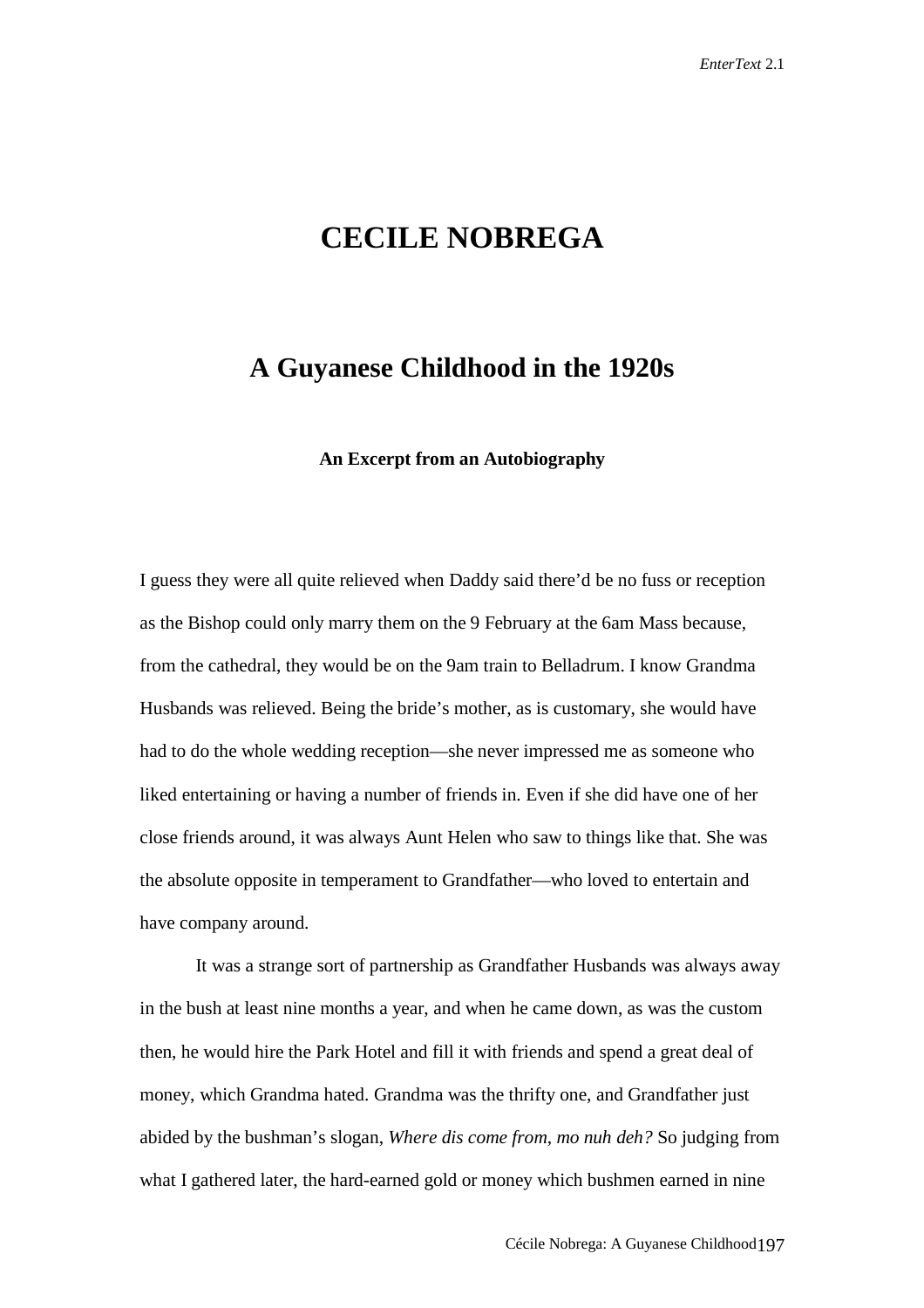# CECILE NOBREGA

## A Guyanese Childhood in the 1920s

### An Excerpt from an Autobiography

I guess they were all quite relieved when Daddy said there'd be no fuss or reception as the Bishop could only marry them on the 9 February at the 6am Mass because, from the cathedral, they would be on the 9am train to Belladrum. I know Grandma Husbands was relieved. Being the bride's mother, as is customary, she would have had to do the whole wedding reception—she never impressed me as someone who liked entertaining or having a number of friends in. Even if she did have one of her close friends around, it was always Aunt Helen who saw to things like that. She was the absolute opposite in temperament to Grandfather—who loved to entertain and have company around.

It was a strange sort of partnership as Grandfather Husbands was always away in the bush at least nine months a year, and when he came down, as was the custom then, he would hire the Park Hotel and fill it with friends and spend a great deal of money, which Grandma hated. Grandma was the thrifty one, and Grandfather just abided by the bushman's slogan, *Where dis come from, mo nuh deh?* So judging from what I gathered later, the hard-earned gold or money which bushmen earned in nine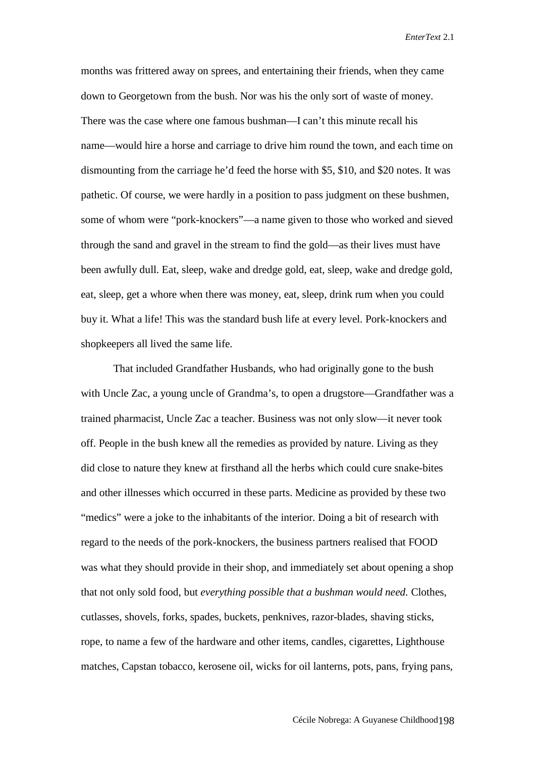months was frittered away on sprees, and entertaining their friends, when they came down to Georgetown from the bush. Nor was his the only sort of waste of money. There was the case where one famous bushman—I can't this minute recall his name—would hire a horse and carriage to drive him round the town, and each time on dismounting from the carriage he'd feed the horse with $5, $10, and $20 notes. It was pathetic. Of course, we were hardly in a position to pass judgment on these bushmen, some of whom were "pork-knockers"—a name given to those who worked and sieved through the sand and gravel in the stream to find the gold—as their lives must have been awfully dull. Eat, sleep, wake and dredge gold, eat, sleep, wake and dredge gold, eat, sleep, get a whore when there was money, eat, sleep, drink rum when you could buy it. What a life! This was the standard bush life at every level. Pork-knockers and shopkeepers all lived the same life.

That included Grandfather Husbands, who had originally gone to the bush with Uncle Zac, a young uncle of Grandma's, to open a drugstore—Grandfather was a trained pharmacist, Uncle Zac a teacher. Business was not only slow—it never took off. People in the bush knew all the remedies as provided by nature. Living as they did close to nature they knew at firsthand all the herbs which could cure snake-bites and other illnesses which occurred in these parts. Medicine as provided by these two "medics" were a joke to the inhabitants of the interior. Doing a bit of research with regard to the needs of the pork-knockers, the business partners realised that FOOD was what they should provide in their shop, and immediately set about opening a shop that not only sold food, but *everything possible that a bushman would need.* Clothes, cutlasses, shovels, forks, spades, buckets, penknives, razor-blades, shaving sticks, rope, to name a few of the hardware and other items, candles, cigarettes, Lighthouse matches, Capstan tobacco, kerosene oil, wicks for oil lanterns, pots, pans, frying pans,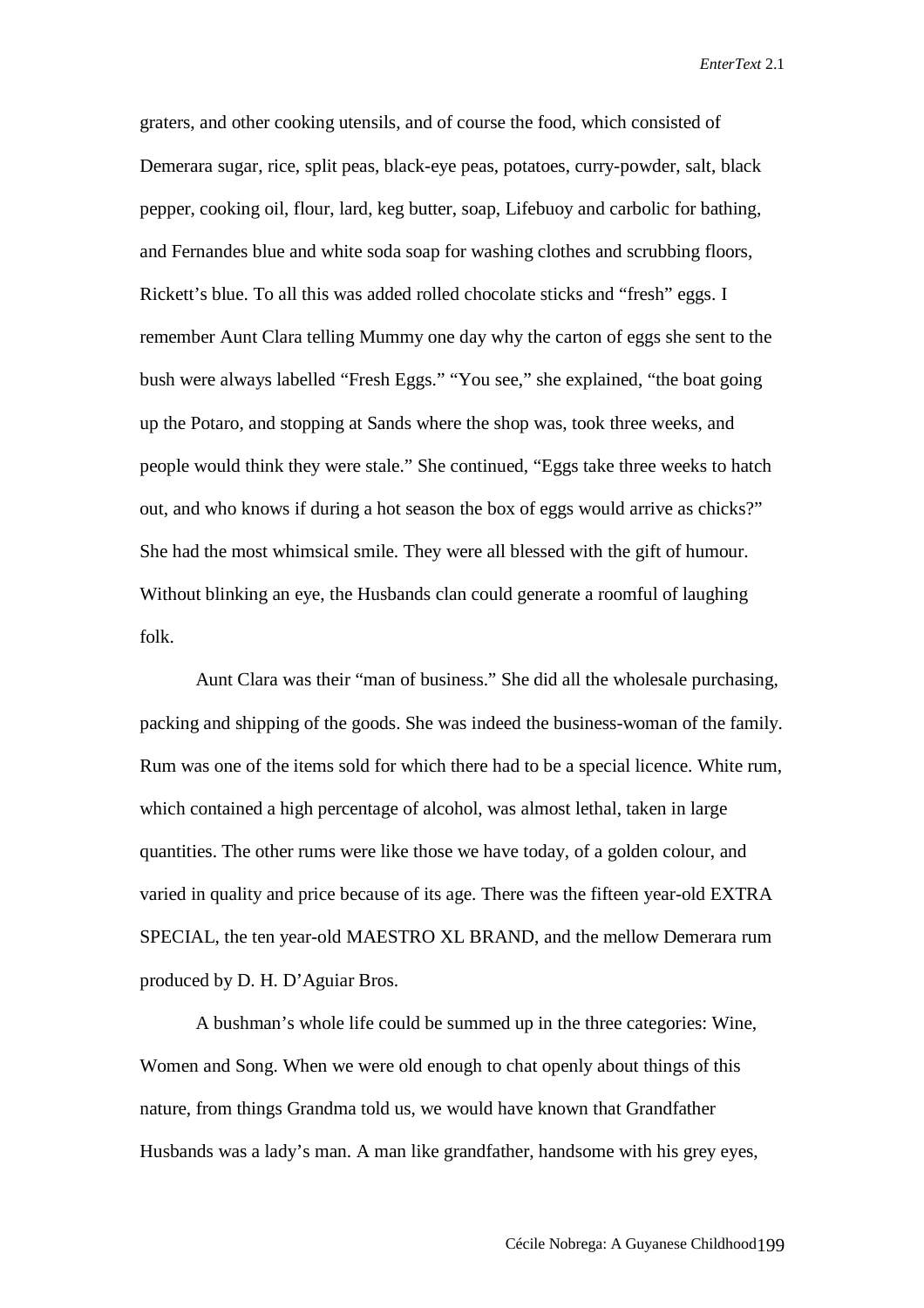graters, and other cooking utensils, and of course the food, which consisted of Demerara sugar, rice, split peas, black-eye peas, potatoes, curry-powder, salt, black pepper, cooking oil, flour, lard, keg butter, soap, Lifebuoy and carbolic for bathing, and Fernandes blue and white soda soap for washing clothes and scrubbing floors, Rickett's blue. To all this was added rolled chocolate sticks and "fresh" eggs. I remember Aunt Clara telling Mummy one day why the carton of eggs she sent to the bush were always labelled "Fresh Eggs." "You see," she explained, "the boat going up the Potaro, and stopping at Sands where the shop was, took three weeks, and people would think they were stale." She continued, "Eggs take three weeks to hatch out, and who knows if during a hot season the box of eggs would arrive as chicks?" She had the most whimsical smile. They were all blessed with the gift of humour. Without blinking an eye, the Husbands clan could generate a roomful of laughing folk.

Aunt Clara was their "man of business." She did all the wholesale purchasing, packing and shipping of the goods. She was indeed the business-woman of the family. Rum was one of the items sold for which there had to be a special licence. White rum, which contained a high percentage of alcohol, was almost lethal, taken in large quantities. The other rums were like those we have today, of a golden colour, and varied in quality and price because of its age. There was the fifteen year-old EXTRA SPECIAL, the ten year-old MAESTRO XL BRAND, and the mellow Demerara rum produced by D. H. D'Aguiar Bros.

A bushman's whole life could be summed up in the three categories: Wine, Women and Song. When we were old enough to chat openly about things of this nature, from things Grandma told us, we would have known that Grandfather Husbands was a lady's man. A man like grandfather, handsome with his grey eyes,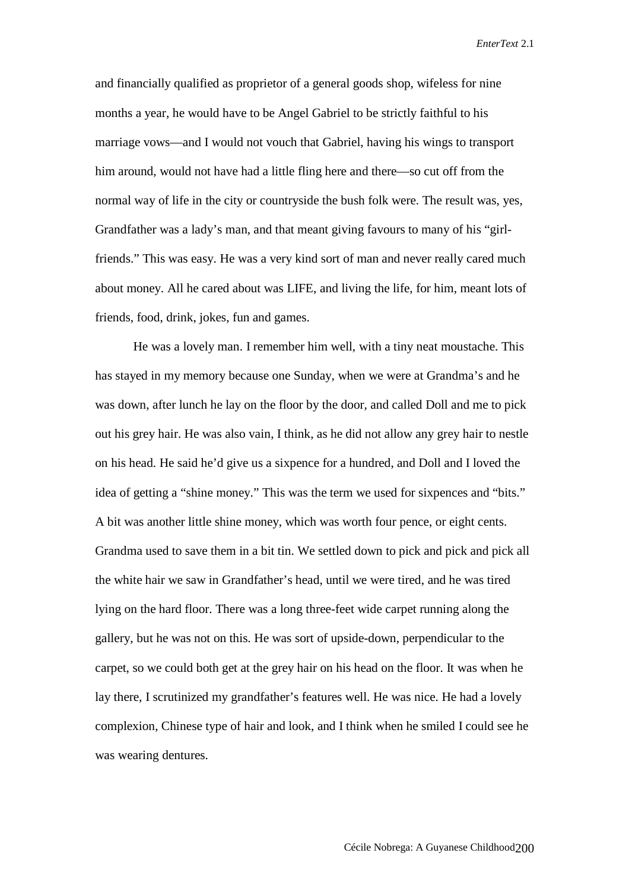and financially qualified as proprietor of a general goods shop, wifeless for nine months a year, he would have to be Angel Gabriel to be strictly faithful to his marriage vows—and I would not vouch that Gabriel, having his wings to transport him around, would not have had a little fling here and there—so cut off from the normal way of life in the city or countryside the bush folk were. The result was, yes, Grandfather was a lady's man, and that meant giving favours to many of his "girl-friends." This was easy. He was a very kind sort of man and never really cared much about money. All he cared about was LIFE, and living the life, for him, meant lots of friends, food, drink, jokes, fun and games.

He was a lovely man. I remember him well, with a tiny neat moustache. This has stayed in my memory because one Sunday, when we were at Grandma's and he was down, after lunch he lay on the floor by the door, and called Doll and me to pick out his grey hair. He was also vain, I think, as he did not allow any grey hair to nestle on his head. He said he'd give us a sixpence for a hundred, and Doll and I loved the idea of getting a "shine money." This was the term we used for sixpences and "bits." A bit was another little shine money, which was worth four pence, or eight cents. Grandma used to save them in a bit tin. We settled down to pick and pick and pick all the white hair we saw in Grandfather's head, until we were tired, and he was tired lying on the hard floor. There was a long three-feet wide carpet running along the gallery, but he was not on this. He was sort of upside-down, perpendicular to the carpet, so we could both get at the grey hair on his head on the floor. It was when he lay there, I scrutinized my grandfather's features well. He was nice. He had a lovely complexion, Chinese type of hair and look, and I think when he smiled I could see he was wearing dentures.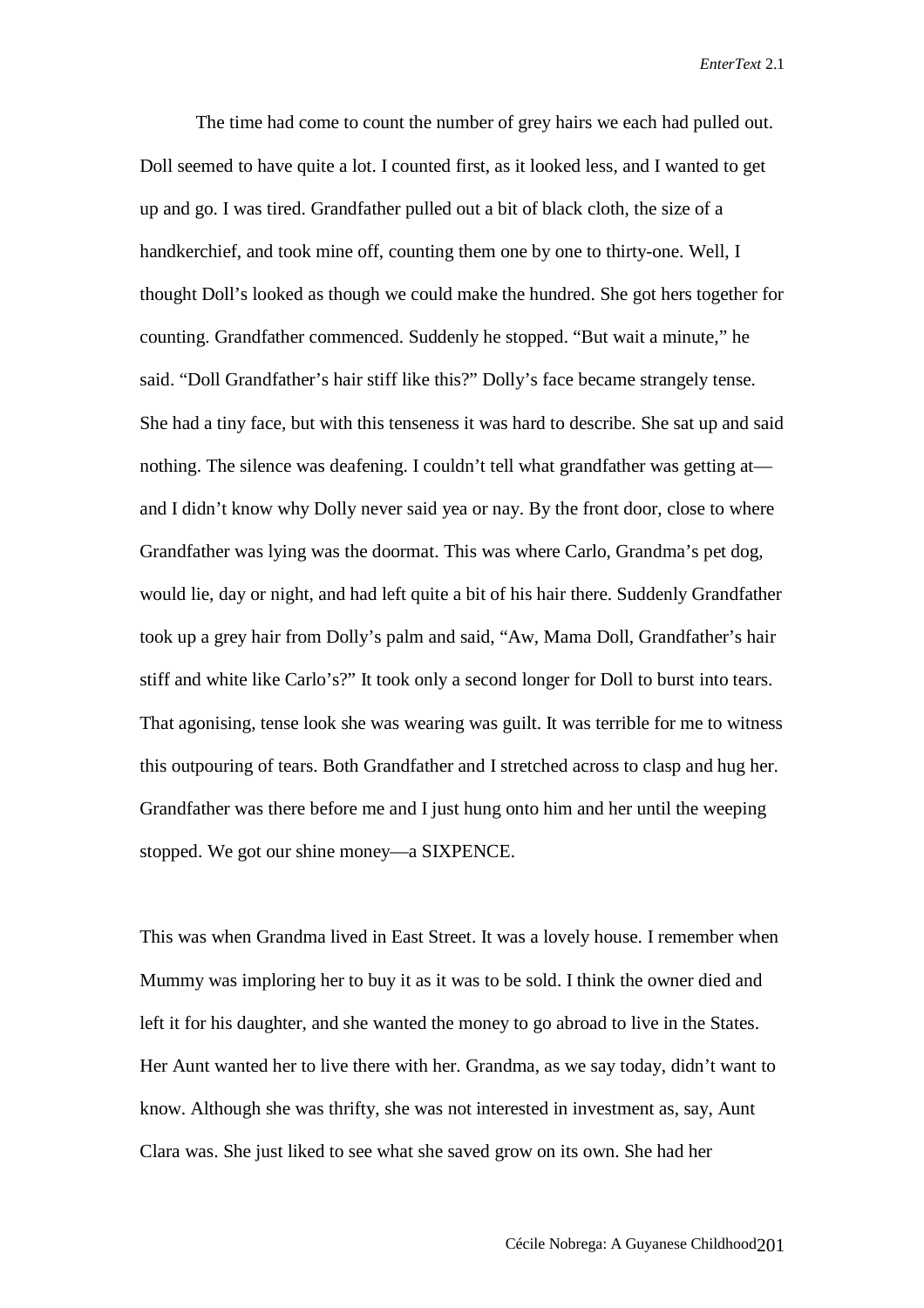The time had come to count the number of grey hairs we each had pulled out. Doll seemed to have quite a lot. I counted first, as it looked less, and I wanted to get up and go. I was tired. Grandfather pulled out a bit of black cloth, the size of a handkerchief, and took mine off, counting them one by one to thirty-one. Well, I thought Doll's looked as though we could make the hundred. She got hers together for counting. Grandfather commenced. Suddenly he stopped. "But wait a minute," he said. "Doll Grandfather's hair stiff like this?" Dolly's face became strangely tense. She had a tiny face, but with this tenseness it was hard to describe. She sat up and said nothing. The silence was deafening. I couldn't tell what grandfather was getting at—and I didn't know why Dolly never said yea or nay. By the front door, close to where Grandfather was lying was the doormat. This was where Carlo, Grandma's pet dog, would lie, day or night, and had left quite a bit of his hair there. Suddenly Grandfather took up a grey hair from Dolly's palm and said, "Aw, Mama Doll, Grandfather's hair stiff and white like Carlo's?" It took only a second longer for Doll to burst into tears. That agonising, tense look she was wearing was guilt. It was terrible for me to witness this outpouring of tears. Both Grandfather and I stretched across to clasp and hug her. Grandfather was there before me and I just hung onto him and her until the weeping stopped. We got our shine money—a SIXPENCE.

This was when Grandma lived in East Street. It was a lovely house. I remember when Mummy was imploring her to buy it as it was to be sold. I think the owner died and left it for his daughter, and she wanted the money to go abroad to live in the States. Her Aunt wanted her to live there with her. Grandma, as we say today, didn't want to know. Although she was thrifty, she was not interested in investment as, say, Aunt Clara was. She just liked to see what she saved grow on its own. She had her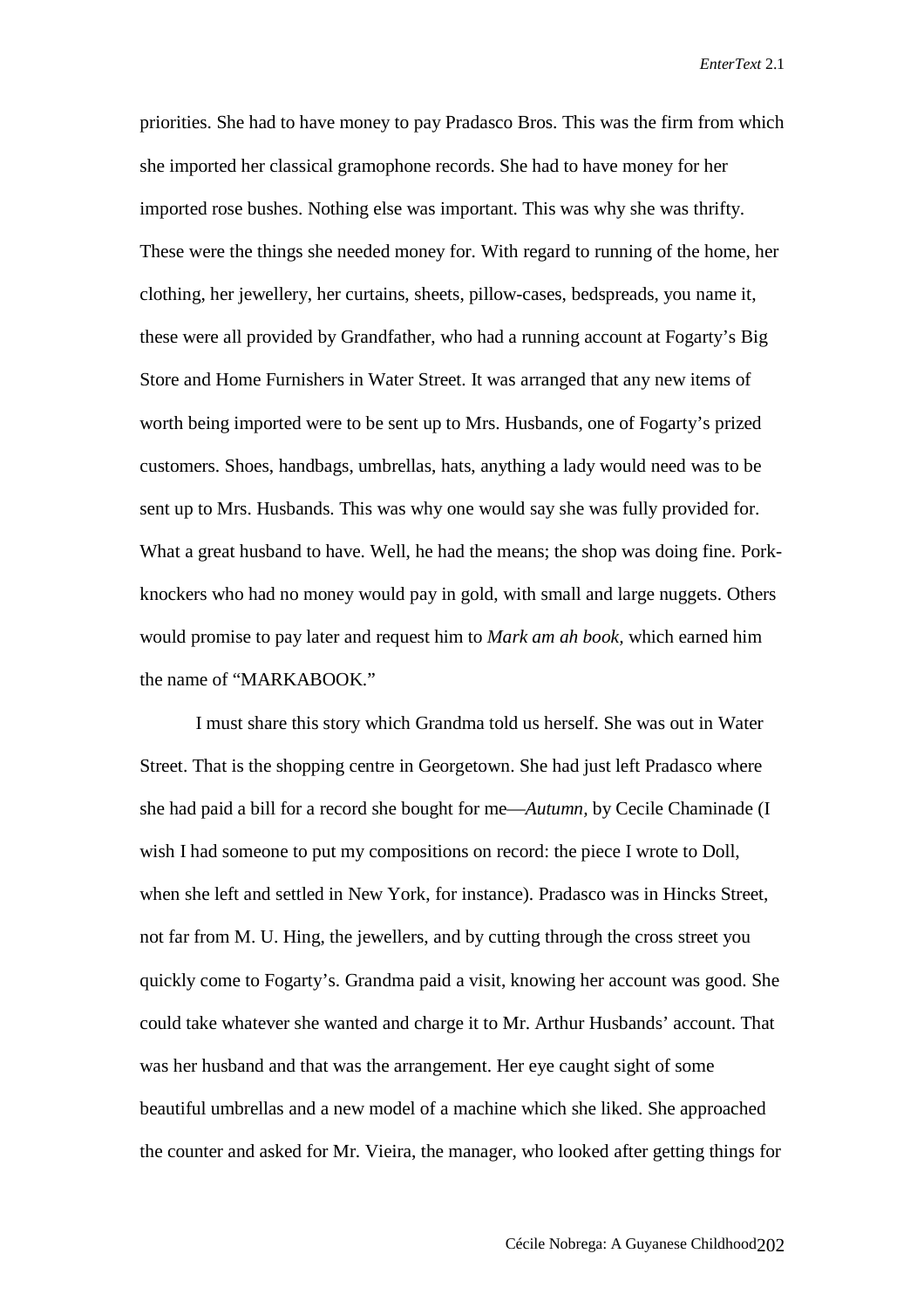priorities. She had to have money to pay Pradasco Bros. This was the firm from which she imported her classical gramophone records. She had to have money for her imported rose bushes. Nothing else was important. This was why she was thrifty. These were the things she needed money for. With regard to running of the home, her clothing, her jewellery, her curtains, sheets, pillow-cases, bedspreads, you name it, these were all provided by Grandfather, who had a running account at Fogarty's Big Store and Home Furnishers in Water Street. It was arranged that any new items of worth being imported were to be sent up to Mrs. Husbands, one of Fogarty's prized customers. Shoes, handbags, umbrellas, hats, anything a lady would need was to be sent up to Mrs. Husbands. This was why one would say she was fully provided for. What a great husband to have. Well, he had the means; the shop was doing fine. Pork-knockers who had no money would pay in gold, with small and large nuggets. Others would promise to pay later and request him to *Mark am ah book*, which earned him the name of "MARKABOOK."

I must share this story which Grandma told us herself. She was out in Water Street. That is the shopping centre in Georgetown. She had just left Pradasco where she had paid a bill for a record she bought for me—*Autumn*, by Cecile Chaminade (I wish I had someone to put my compositions on record: the piece I wrote to Doll, when she left and settled in New York, for instance). Pradasco was in Hincks Street, not far from M. U. Hing, the jewellers, and by cutting through the cross street you quickly come to Fogarty's. Grandma paid a visit, knowing her account was good. She could take whatever she wanted and charge it to Mr. Arthur Husbands' account. That was her husband and that was the arrangement. Her eye caught sight of some beautiful umbrellas and a new model of a machine which she liked. She approached the counter and asked for Mr. Vieira, the manager, who looked after getting things for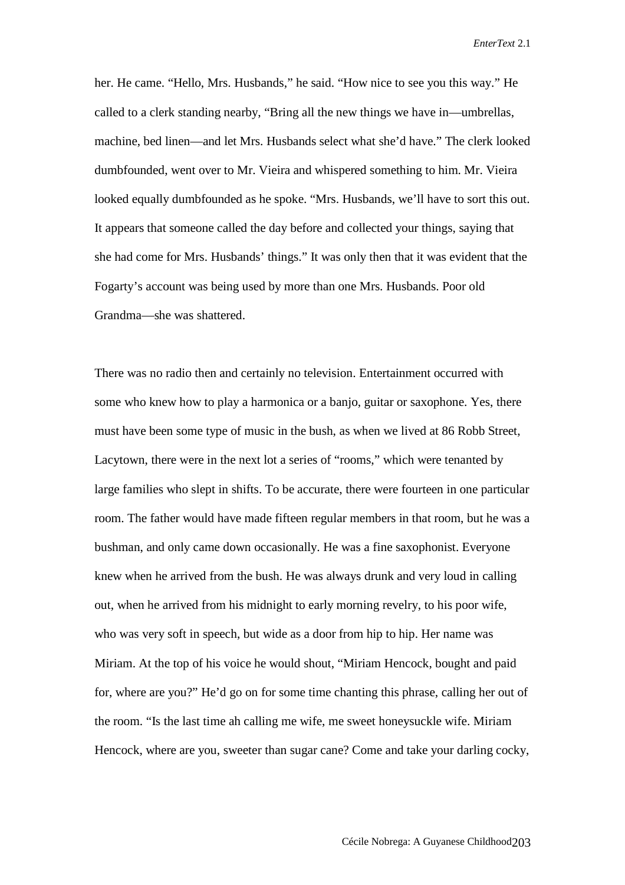her. He came. “Hello, Mrs. Husbands,” he said. “How nice to see you this way.” He called to a clerk standing nearby, “Bring all the new things we have in—umbrellas, machine, bed linen—and let Mrs. Husbands select what she’d have.” The clerk looked dumbfounded, went over to Mr. Vieira and whispered something to him. Mr. Vieira looked equally dumbfounded as he spoke. “Mrs. Husbands, we’ll have to sort this out. It appears that someone called the day before and collected your things, saying that she had come for Mrs. Husbands’ things.” It was only then that it was evident that the Fogarty’s account was being used by more than one Mrs. Husbands. Poor old Grandma—she was shattered.

There was no radio then and certainly no television. Entertainment occurred with some who knew how to play a harmonica or a banjo, guitar or saxophone. Yes, there must have been some type of music in the bush, as when we lived at 86 Robb Street, Lacytown, there were in the next lot a series of “rooms,” which were tenanted by large families who slept in shifts. To be accurate, there were fourteen in one particular room. The father would have made fifteen regular members in that room, but he was a bushman, and only came down occasionally. He was a fine saxophonist. Everyone knew when he arrived from the bush. He was always drunk and very loud in calling out, when he arrived from his midnight to early morning revelry, to his poor wife, who was very soft in speech, but wide as a door from hip to hip. Her name was Miriam. At the top of his voice he would shout, “Miriam Hencock, bought and paid for, where are you?” He’d go on for some time chanting this phrase, calling her out of the room. “Is the last time ah calling me wife, me sweet honeysuckle wife. Miriam Hencock, where are you, sweeter than sugar cane? Come and take your darling cocky,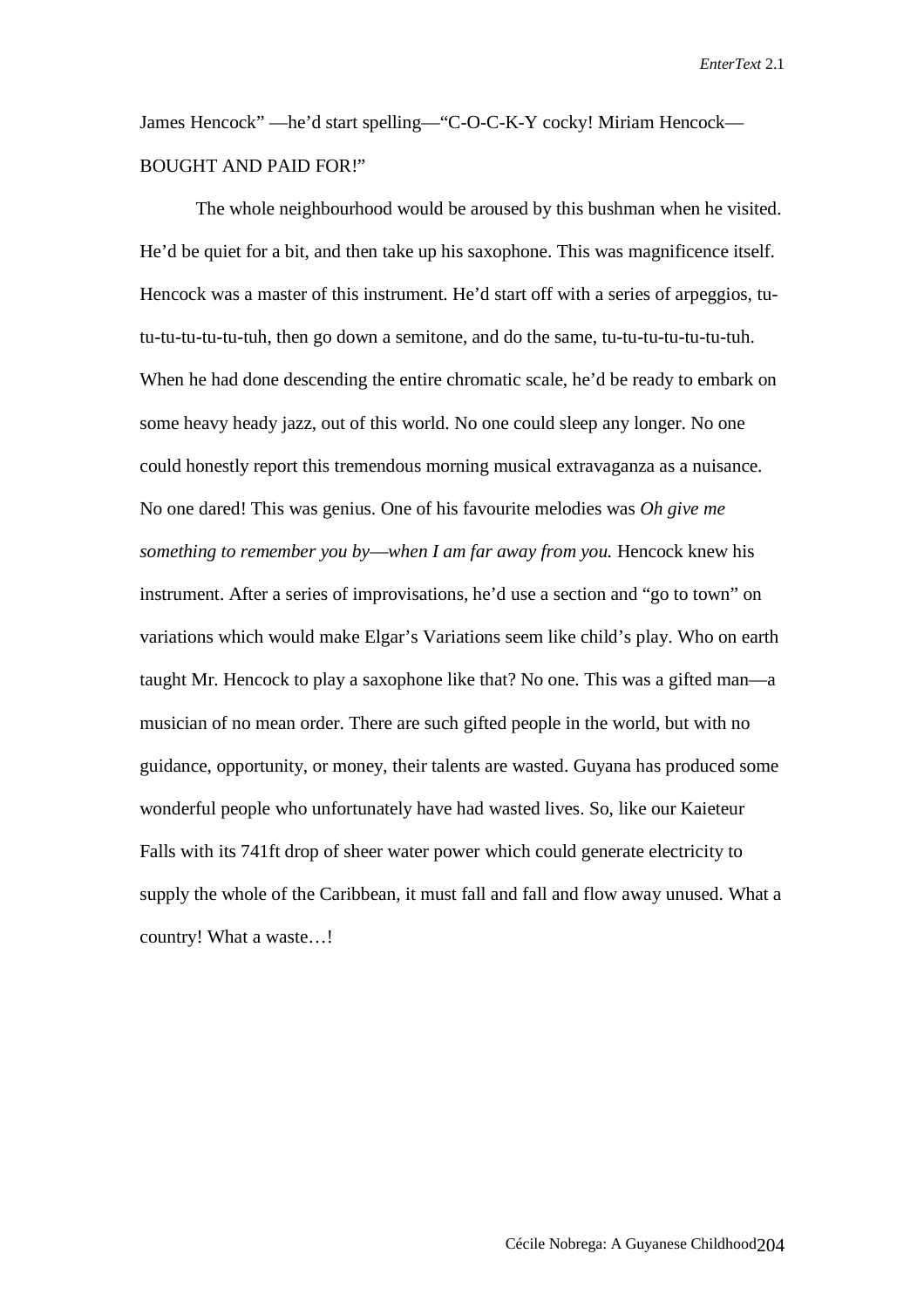James Hencock" —he'd start spelling—"C-O-C-K-Y cocky! Miriam Hencock—BOUGHT AND PAID FOR!"

The whole neighbourhood would be aroused by this bushman when he visited. He'd be quiet for a bit, and then take up his saxophone. This was magnificence itself. Hencock was a master of this instrument. He'd start off with a series of arpeggios, tu-tu-tu-tu-tu-tu-tuh, then go down a semitone, and do the same, tu-tu-tu-tu-tu-tu-tuh. When he had done descending the entire chromatic scale, he'd be ready to embark on some heavy heady jazz, out of this world. No one could sleep any longer. No one could honestly report this tremendous morning musical extravaganza as a nuisance. No one dared! This was genius. One of his favourite melodies was *Oh give me something to remember you by—when I am far away from you.* Hencock knew his instrument. After a series of improvisations, he'd use a section and "go to town" on variations which would make Elgar's Variations seem like child's play. Who on earth taught Mr. Hencock to play a saxophone like that? No one. This was a gifted man—a musician of no mean order. There are such gifted people in the world, but with no guidance, opportunity, or money, their talents are wasted. Guyana has produced some wonderful people who unfortunately have had wasted lives. So, like our Kaieteur Falls with its 741ft drop of sheer water power which could generate electricity to supply the whole of the Caribbean, it must fall and fall and flow away unused. What a country! What a waste…!